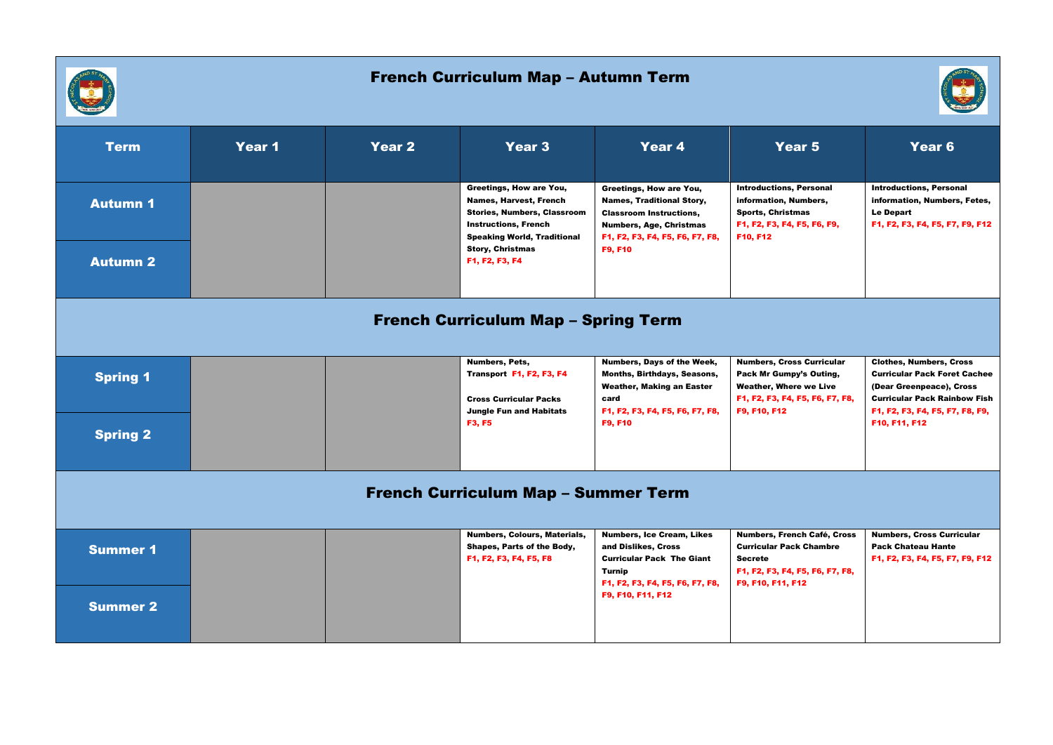# French Curriculum Map – Autumn Term

| Term | Year 1 | Year 2 | Year 3 | Year 4 | Year 5 | Year 6 |
|---|---|---|---|---|---|---|
| Autumn 1 / Autumn 2 | | | Greetings, How are You, Names, Harvest, French Stories, Numbers, Classroom Instructions, French Speaking World, Traditional Story, Christmas F1, F2, F3, F4 | Greetings, How are You, Names, Traditional Story, Classroom Instructions, Numbers, Age, Christmas F1, F2, F3, F4, F5, F6, F7, F8, F9, F10 | Introductions, Personal information, Numbers, Sports, Christmas F1, F2, F3, F4, F5, F6, F9, F10, F12 | Introductions, Personal information, Numbers, Fetes, Le Depart F1, F2, F3, F4, F5, F7, F9, F12 |

# French Curriculum Map – Spring Term

| Term | Year 1 | Year 2 | Year 3 | Year 4 | Year 5 | Year 6 |
|---|---|---|---|---|---|---|
| Spring 1 / Spring 2 | | | Numbers, Pets, Transport F1, F2, F3, F4<br><br>Cross Curricular Packs Jungle Fun and Habitats F3, F5 | Numbers, Days of the Week, Months, Birthdays, Seasons, Weather, Making an Easter card F1, F2, F3, F4, F5, F6, F7, F8, F9, F10 | Numbers, Cross Curricular Pack Mr Gumpy's Outing, Weather, Where we Live F1, F2, F3, F4, F5, F6, F7, F8, F9, F10, F12 | Clothes, Numbers, Cross Curricular Pack Foret Cachee (Dear Greenpeace), Cross Curricular Pack Rainbow Fish F1, F2, F3, F4, F5, F7, F8, F9, F10, F11, F12 |

# French Curriculum Map – Summer Term

| Term | Year 1 | Year 2 | Year 3 | Year 4 | Year 5 | Year 6 |
|---|---|---|---|---|---|---|
| Summer 1 / Summer 2 | | | Numbers, Colours, Materials, Shapes, Parts of the Body, F1, F2, F3, F4, F5, F8 | Numbers, Ice Cream, Likes and Dislikes, Cross Curricular Pack The Giant Turnip F1, F2, F3, F4, F5, F6, F7, F8, F9, F10, F11, F12 | Numbers, French Café, Cross Curricular Pack Chambre Secrete F1, F2, F3, F4, F5, F6, F7, F8, F9, F10, F11, F12 | Numbers, Cross Curricular Pack Chateau Hante F1, F2, F3, F4, F5, F7, F9, F12 |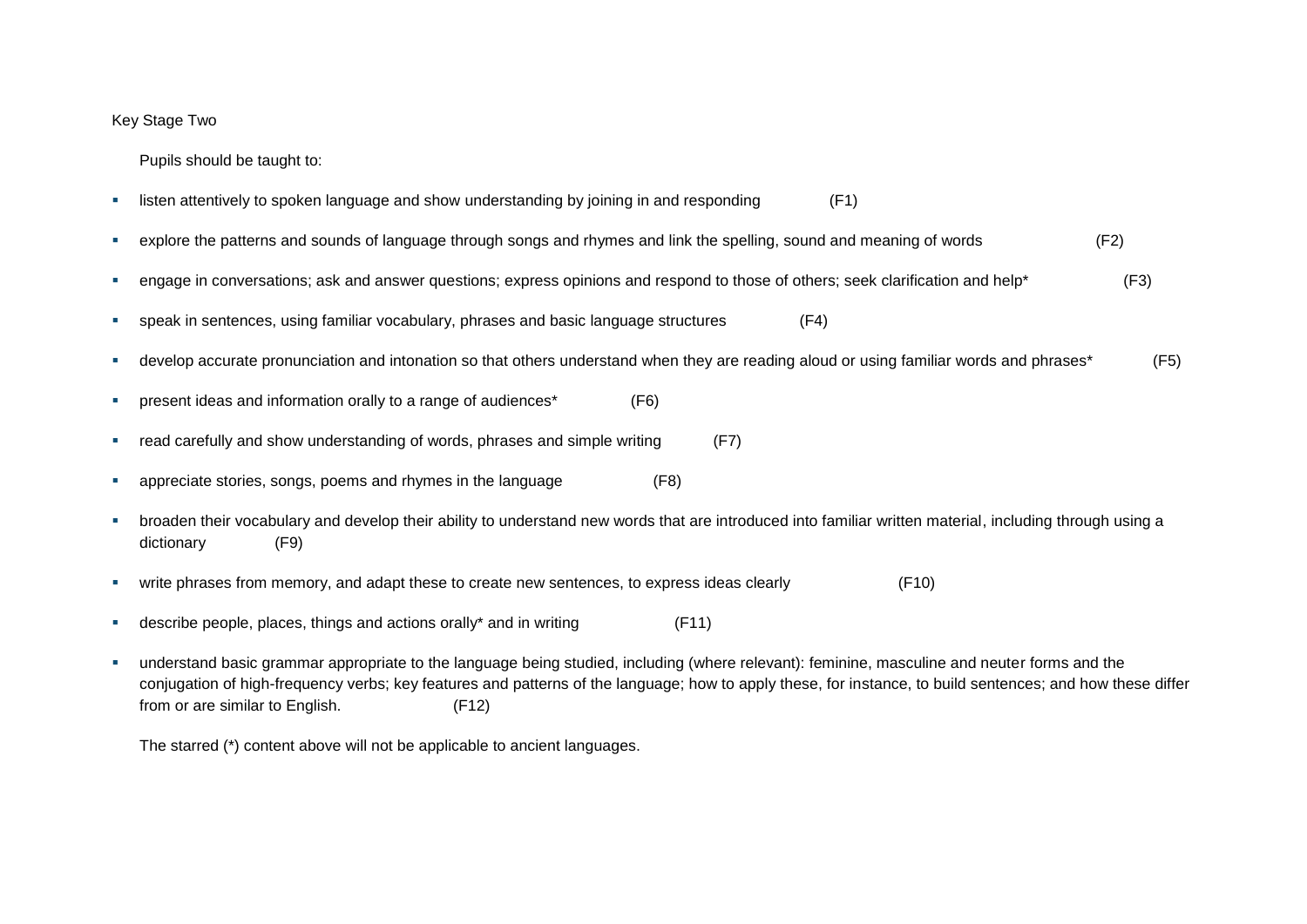Key Stage Two

Pupils should be taught to:

- listen attentively to spoken language and show understanding by joining in and responding (F1)
- explore the patterns and sounds of language through songs and rhymes and link the spelling, sound and meaning of words (F2)
- engage in conversations; ask and answer questions; express opinions and respond to those of others; seek clarification and help* (F3)
- speak in sentences, using familiar vocabulary, phrases and basic language structures (F4)
- develop accurate pronunciation and intonation so that others understand when they are reading aloud or using familiar words and phrases* (F5)
- present ideas and information orally to a range of audiences* (F6)
- read carefully and show understanding of words, phrases and simple writing (F7)
- appreciate stories, songs, poems and rhymes in the language (F8)
- broaden their vocabulary and develop their ability to understand new words that are introduced into familiar written material, including through using a dictionary (F9)
- write phrases from memory, and adapt these to create new sentences, to express ideas clearly (F10)
- describe people, places, things and actions orally* and in writing (F11)
- understand basic grammar appropriate to the language being studied, including (where relevant): feminine, masculine and neuter forms and the conjugation of high-frequency verbs; key features and patterns of the language; how to apply these, for instance, to build sentences; and how these differ from or are similar to English. (F12)

The starred (*) content above will not be applicable to ancient languages.